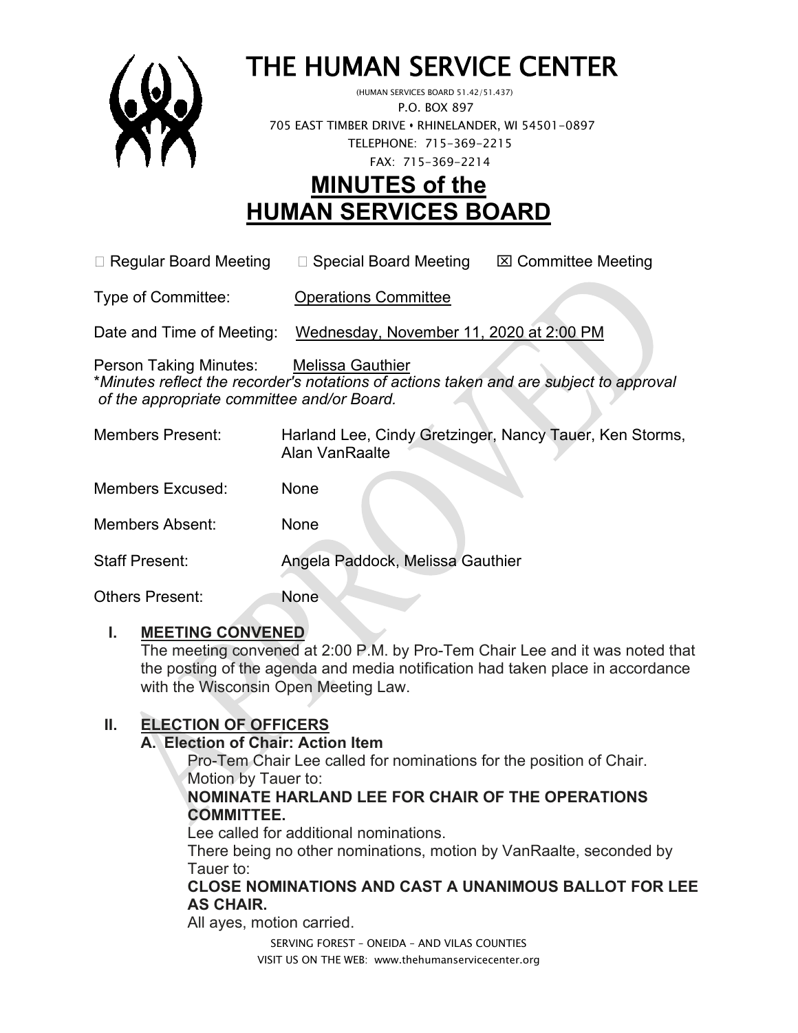# THE HUMAN SERVICE CENTER

(HUMAN SERVICES BOARD 51.42/51.437)
P.O. BOX 897
705 EAST TIMBER DRIVE • RHINELANDER, WI 54501-0897
TELEPHONE: 715-369-2215
FAX: 715-369-2214

# MINUTES of the HUMAN SERVICES BOARD

☐ Regular Board Meeting ☐ Special Board Meeting ☒ Committee Meeting

Type of Committee: Operations Committee

Date and Time of Meeting: Wednesday, November 11, 2020 at 2:00 PM

Person Taking Minutes: Melissa Gauthier
*\*Minutes reflect the recorder's notations of actions taken and are subject to approval of the appropriate committee and/or Board.*

Members Present: Harland Lee, Cindy Gretzinger, Nancy Tauer, Ken Storms, Alan VanRaalte

Members Excused: None

Members Absent: None

Staff Present: Angela Paddock, Melissa Gauthier

Others Present: None

## I. MEETING CONVENED

The meeting convened at 2:00 P.M. by Pro-Tem Chair Lee and it was noted that the posting of the agenda and media notification had taken place in accordance with the Wisconsin Open Meeting Law.

## II. ELECTION OF OFFICERS

### A. Election of Chair: Action Item

Pro-Tem Chair Lee called for nominations for the position of Chair.
Motion by Tauer to:

**NOMINATE HARLAND LEE FOR CHAIR OF THE OPERATIONS COMMITTEE.**

Lee called for additional nominations.
There being no other nominations, motion by VanRaalte, seconded by Tauer to:

**CLOSE NOMINATIONS AND CAST A UNANIMOUS BALLOT FOR LEE AS CHAIR.**

All ayes, motion carried.

SERVING FOREST – ONEIDA – AND VILAS COUNTIES
VISIT US ON THE WEB: www.thehumanservicecenter.org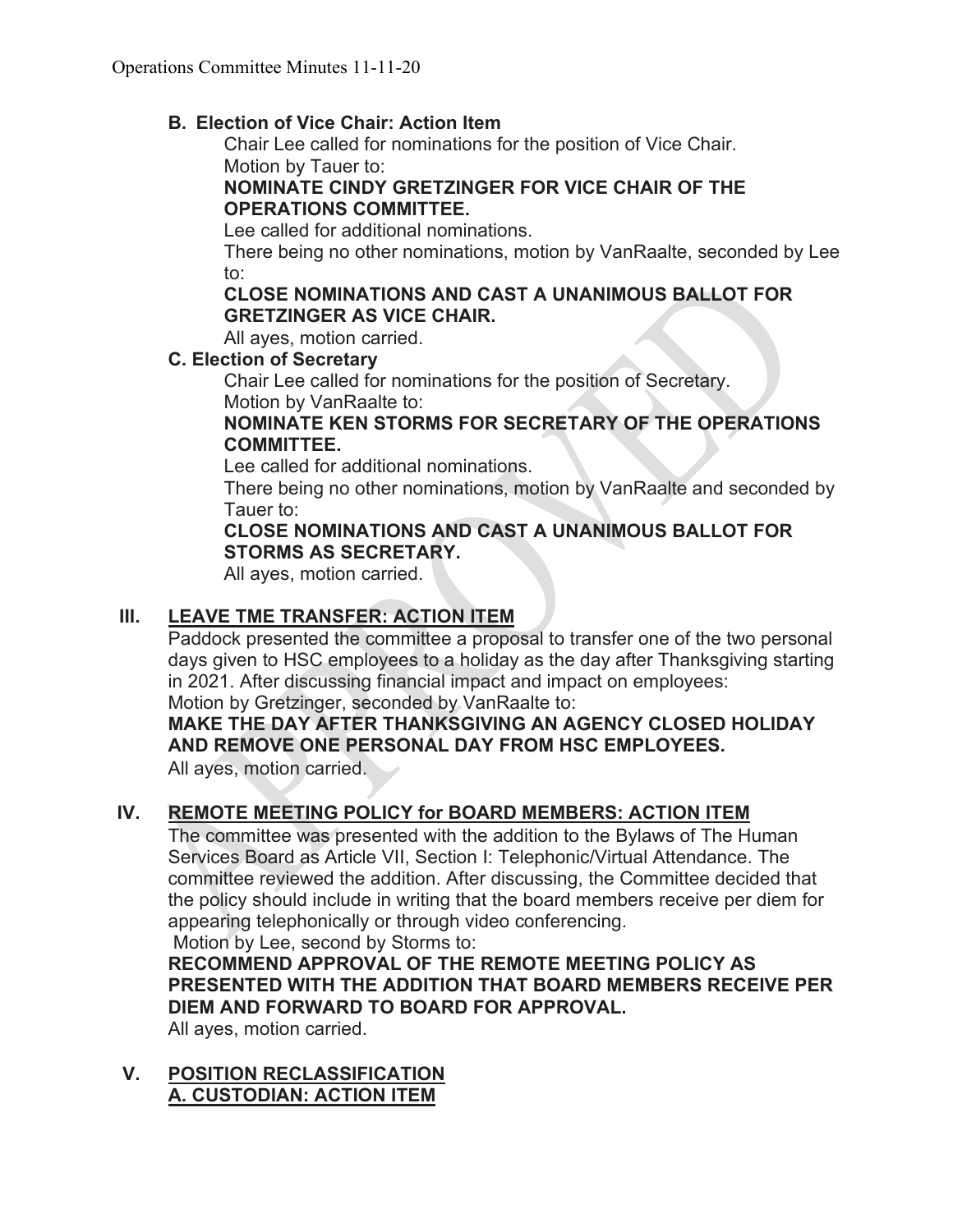### B. Election of Vice Chair: Action Item

Chair Lee called for nominations for the position of Vice Chair.
Motion by Tauer to:

**NOMINATE CINDY GRETZINGER FOR VICE CHAIR OF THE OPERATIONS COMMITTEE.**

Lee called for additional nominations.
There being no other nominations, motion by VanRaalte, seconded by Lee to:

**CLOSE NOMINATIONS AND CAST A UNANIMOUS BALLOT FOR GRETZINGER AS VICE CHAIR.**

All ayes, motion carried.

### C. Election of Secretary

Chair Lee called for nominations for the position of Secretary.
Motion by VanRaalte to:

**NOMINATE KEN STORMS FOR SECRETARY OF THE OPERATIONS COMMITTEE.**

Lee called for additional nominations.
There being no other nominations, motion by VanRaalte and seconded by Tauer to:

**CLOSE NOMINATIONS AND CAST A UNANIMOUS BALLOT FOR STORMS AS SECRETARY.**

All ayes, motion carried.

## III. LEAVE TME TRANSFER: ACTION ITEM

Paddock presented the committee a proposal to transfer one of the two personal days given to HSC employees to a holiday as the day after Thanksgiving starting in 2021. After discussing financial impact and impact on employees:
Motion by Gretzinger, seconded by VanRaalte to:

**MAKE THE DAY AFTER THANKSGIVING AN AGENCY CLOSED HOLIDAY AND REMOVE ONE PERSONAL DAY FROM HSC EMPLOYEES.**

All ayes, motion carried.

## IV. REMOTE MEETING POLICY for BOARD MEMBERS: ACTION ITEM

The committee was presented with the addition to the Bylaws of The Human Services Board as Article VII, Section I: Telephonic/Virtual Attendance. The committee reviewed the addition. After discussing, the Committee decided that the policy should include in writing that the board members receive per diem for appearing telephonically or through video conferencing.
Motion by Lee, second by Storms to:

**RECOMMEND APPROVAL OF THE REMOTE MEETING POLICY AS PRESENTED WITH THE ADDITION THAT BOARD MEMBERS RECEIVE PER DIEM AND FORWARD TO BOARD FOR APPROVAL.**

All ayes, motion carried.

## V. POSITION RECLASSIFICATION

### A. CUSTODIAN: ACTION ITEM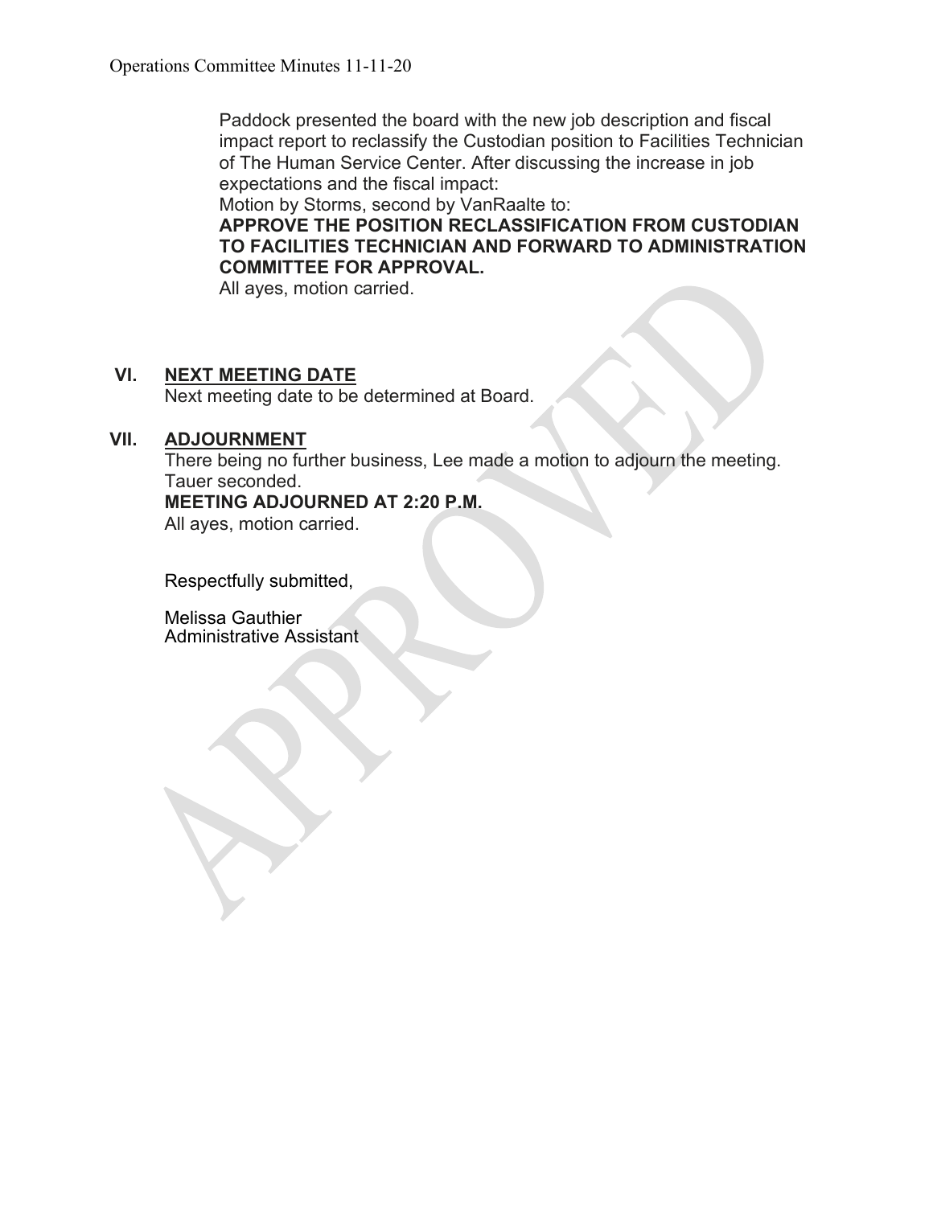Paddock presented the board with the new job description and fiscal impact report to reclassify the Custodian position to Facilities Technician of The Human Service Center. After discussing the increase in job expectations and the fiscal impact:

Motion by Storms, second by VanRaalte to:

**APPROVE THE POSITION RECLASSIFICATION FROM CUSTODIAN TO FACILITIES TECHNICIAN AND FORWARD TO ADMINISTRATION COMMITTEE FOR APPROVAL.**

All ayes, motion carried.

## VI. NEXT MEETING DATE

Next meeting date to be determined at Board.

## VII. ADJOURNMENT

There being no further business, Lee made a motion to adjourn the meeting. Tauer seconded.

**MEETING ADJOURNED AT 2:20 P.M.**

All ayes, motion carried.

Respectfully submitted,

Melissa Gauthier
Administrative Assistant